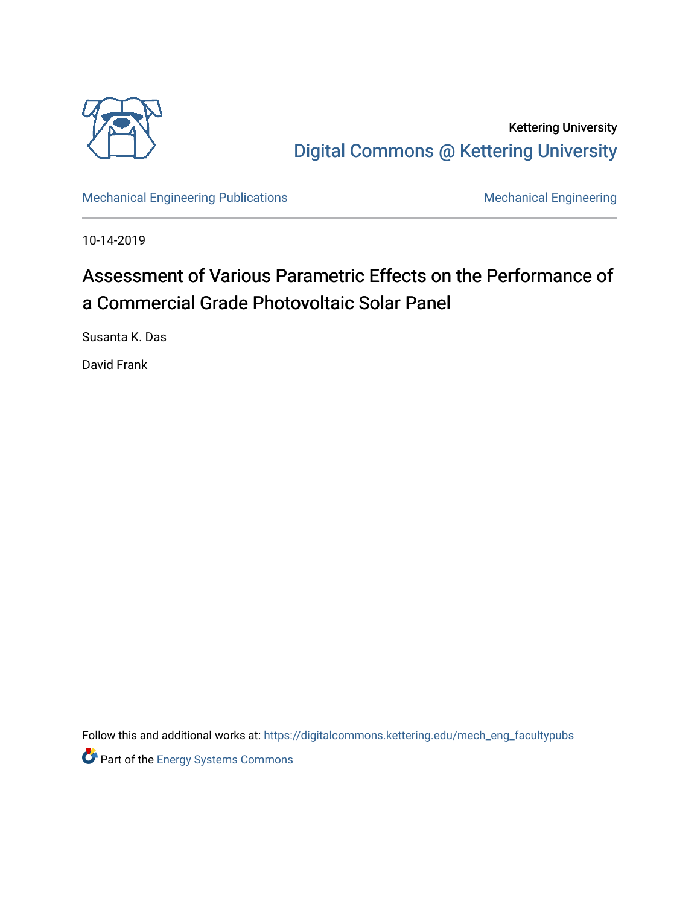Kettering University

Digital Commons @ Kettering University

Mechanical Engineering Publications

Mechanical Engineering

10-14-2019

# Assessment of Various Parametric Effects on the Performance of a Commercial Grade Photovoltaic Solar Panel

Susanta K. Das

David Frank

Follow this and additional works at: https://digitalcommons.kettering.edu/mech_eng_facultypubs

Part of the Energy Systems Commons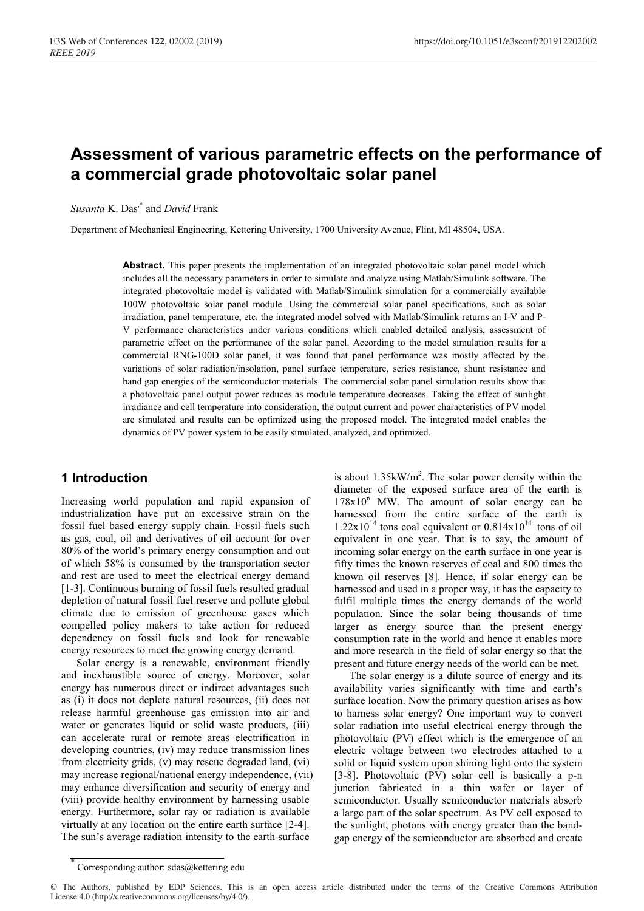# Assessment of various parametric effects on the performance of a commercial grade photovoltaic solar panel

*Susanta* K. Das[*] and *David* Frank

Department of Mechanical Engineering, Kettering University, 1700 University Avenue, Flint, MI 48504, USA.

**Abstract.** This paper presents the implementation of an integrated photovoltaic solar panel model which includes all the necessary parameters in order to simulate and analyze using Matlab/Simulink software. The integrated photovoltaic model is validated with Matlab/Simulink simulation for a commercially available 100W photovoltaic solar panel module. Using the commercial solar panel specifications, such as solar irradiation, panel temperature, etc. the integrated model solved with Matlab/Simulink returns an I-V and P-V performance characteristics under various conditions which enabled detailed analysis, assessment of parametric effect on the performance of the solar panel. According to the model simulation results for a commercial RNG-100D solar panel, it was found that panel performance was mostly affected by the variations of solar radiation/insolation, panel surface temperature, series resistance, shunt resistance and band gap energies of the semiconductor materials. The commercial solar panel simulation results show that a photovoltaic panel output power reduces as module temperature decreases. Taking the effect of sunlight irradiance and cell temperature into consideration, the output current and power characteristics of PV model are simulated and results can be optimized using the proposed model. The integrated model enables the dynamics of PV power system to be easily simulated, analyzed, and optimized.

## 1 Introduction

Increasing world population and rapid expansion of industrialization have put an excessive strain on the fossil fuel based energy supply chain. Fossil fuels such as gas, coal, oil and derivatives of oil account for over 80% of the world's primary energy consumption and out of which 58% is consumed by the transportation sector and rest are used to meet the electrical energy demand [1-3]. Continuous burning of fossil fuels resulted gradual depletion of natural fossil fuel reserve and pollute global climate due to emission of greenhouse gases which compelled policy makers to take action for reduced dependency on fossil fuels and look for renewable energy resources to meet the growing energy demand.

Solar energy is a renewable, environment friendly and inexhaustible source of energy. Moreover, solar energy has numerous direct or indirect advantages such as (i) it does not deplete natural resources, (ii) does not release harmful greenhouse gas emission into air and water or generates liquid or solid waste products, (iii) can accelerate rural or remote areas electrification in developing countries, (iv) may reduce transmission lines from electricity grids, (v) may rescue degraded land, (vi) may increase regional/national energy independence, (vii) may enhance diversification and security of energy and (viii) provide healthy environment by harnessing usable energy. Furthermore, solar ray or radiation is available virtually at any location on the entire earth surface [2-4]. The sun's average radiation intensity to the earth surface is about $1.35 kW/m^2$. The solar power density within the diameter of the exposed surface area of the earth is $178x10^6$ MW. The amount of solar energy can be harnessed from the entire surface of the earth is $1.22x10^{14}$ tons coal equivalent or $0.814x10^{14}$ tons of oil equivalent in one year. That is to say, the amount of incoming solar energy on the earth surface in one year is fifty times the known reserves of coal and 800 times the known oil reserves [8]. Hence, if solar energy can be harnessed and used in a proper way, it has the capacity to fulfil multiple times the energy demands of the world population. Since the solar being thousands of time larger as energy source than the present energy consumption rate in the world and hence it enables more and more research in the field of solar energy so that the present and future energy needs of the world can be met.

The solar energy is a dilute source of energy and its availability varies significantly with time and earth's surface location. Now the primary question arises as how to harness solar energy? One important way to convert solar radiation into useful electrical energy through the photovoltaic (PV) effect which is the emergence of an electric voltage between two electrodes attached to a solid or liquid system upon shining light onto the system [3-8]. Photovoltaic (PV) solar cell is basically a p-n junction fabricated in a thin wafer or layer of semiconductor. Usually semiconductor materials absorb a large part of the solar spectrum. As PV cell exposed to the sunlight, photons with energy greater than the band-gap energy of the semiconductor are absorbed and create

[*] Corresponding author: sdas@kettering.edu

© The Authors, published by EDP Sciences. This is an open access article distributed under the terms of the Creative Commons Attribution License 4.0 (http://creativecommons.org/licenses/by/4.0/).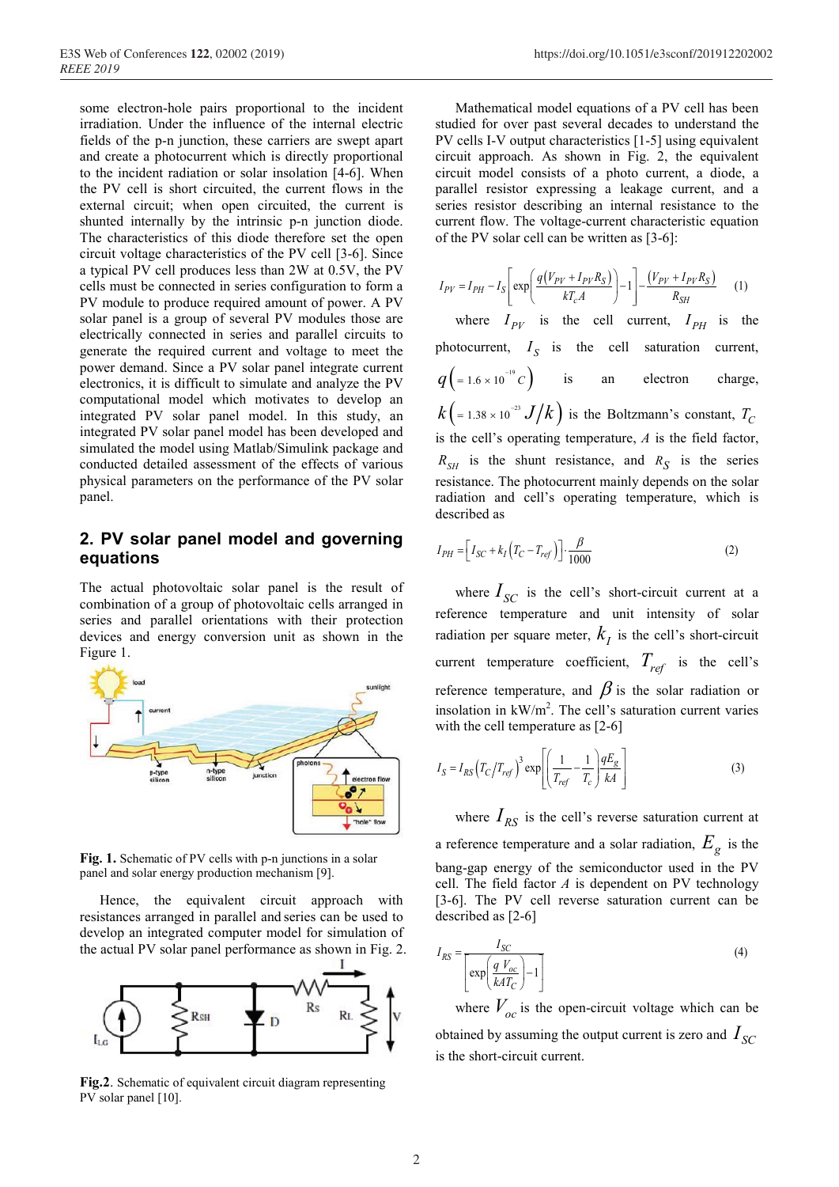some electron-hole pairs proportional to the incident irradiation. Under the influence of the internal electric fields of the p-n junction, these carriers are swept apart and create a photocurrent which is directly proportional to the incident radiation or solar insolation [4-6]. When the PV cell is short circuited, the current flows in the external circuit; when open circuited, the current is shunted internally by the intrinsic p-n junction diode. The characteristics of this diode therefore set the open circuit voltage characteristics of the PV cell [3-6]. Since a typical PV cell produces less than 2W at 0.5V, the PV cells must be connected in series configuration to form a PV module to produce required amount of power. A PV solar panel is a group of several PV modules those are electrically connected in series and parallel circuits to generate the required current and voltage to meet the power demand. Since a PV solar panel integrate current electronics, it is difficult to simulate and analyze the PV computational model which motivates to develop an integrated PV solar panel model. In this study, an integrated PV solar panel model has been developed and simulated the model using Matlab/Simulink package and conducted detailed assessment of the effects of various physical parameters on the performance of the PV solar panel.

## 2. PV solar panel model and governing equations

The actual photovoltaic solar panel is the result of combination of a group of photovoltaic cells arranged in series and parallel orientations with their protection devices and energy conversion unit as shown in the Figure 1.

**Fig. 1.** Schematic of PV cells with p-n junctions in a solar panel and solar energy production mechanism [9].

Hence, the equivalent circuit approach with resistances arranged in parallel and series can be used to develop an integrated computer model for simulation of the actual PV solar panel performance as shown in Fig. 2.

**Fig.2**. Schematic of equivalent circuit diagram representing PV solar panel [10].

Mathematical model equations of a PV cell has been studied for over past several decades to understand the PV cells I-V output characteristics [1-5] using equivalent circuit approach. As shown in Fig. 2, the equivalent circuit model consists of a photo current, a diode, a parallel resistor expressing a leakage current, and a series resistor describing an internal resistance to the current flow. The voltage-current characteristic equation of the PV solar cell can be written as [3-6]:

$$I_{PV} = I_{PH} - I_S\left[\exp\left(\frac{q\left(V_{PV} + I_{PV}R_S\right)}{kT_c A}\right) - 1\right] - \frac{\left(V_{PV} + I_{PV}R_S\right)}{R_{SH}} \quad (1)$$

where $I_{PV}$ is the cell current, $I_{PH}$ is the photocurrent, $I_S$ is the cell saturation current, $q\left(= 1.6\times10^{-19}\,C\right)$ is an electron charge, $k\left(= 1.38\times10^{-23}\,J/k\right)$ is the Boltzmann's constant, $T_C$ is the cell's operating temperature, $A$ is the field factor, $R_{SH}$ is the shunt resistance, and $R_S$ is the series resistance. The photocurrent mainly depends on the solar radiation and cell's operating temperature, which is described as

$$I_{PH} = \left[I_{SC} + k_I\left(T_C - T_{ref}\right)\right]\cdot\frac{\beta}{1000} \quad (2)$$

where $I_{SC}$ is the cell's short-circuit current at a reference temperature and unit intensity of solar radiation per square meter, $k_I$ is the cell's short-circuit current temperature coefficient, $T_{ref}$ is the cell's reference temperature, and $\beta$ is the solar radiation or insolation in kW/m$^2$. The cell's saturation current varies with the cell temperature as [2-6]

$$I_S = I_{RS}\left(T_C/T_{ref}\right)^3 \exp\left[\left(\frac{1}{T_{ref}} - \frac{1}{T_c}\right)\frac{qE_g}{kA}\right] \quad (3)$$

where $I_{RS}$ is the cell's reverse saturation current at a reference temperature and a solar radiation, $E_g$ is the bang-gap energy of the semiconductor used in the PV cell. The field factor $A$ is dependent on PV technology [3-6]. The PV cell reverse saturation current can be described as [2-6]

$$I_{RS} = \frac{I_{SC}}{\left[\exp\left(\frac{q\,V_{oc}}{kAT_C}\right) - 1\right]} \quad (4)$$

where $V_{oc}$ is the open-circuit voltage which can be obtained by assuming the output current is zero and $I_{SC}$ is the short-circuit current.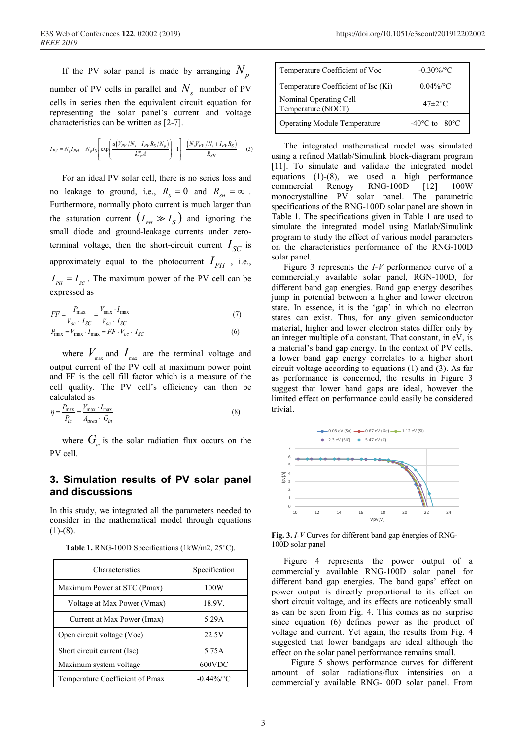If the PV solar panel is made by arranging $N_p$ number of PV cells in parallel and $N_s$ number of PV cells in series then the equivalent circuit equation for representing the solar panel's current and voltage characteristics can be written as [2-7].

$$I_{PV} = N_p I_{PH} - N_p I_S \left[ \exp\left( \frac{q\left(V_{PV}/N_s + I_{PV} R_S / N_p\right)}{kT_c A} \right) - 1 \right] - \frac{\left(N_p V_{PV}/N_s + I_{PV} R_S\right)}{R_{SH}} \quad (5)$$

For an ideal PV solar cell, there is no series loss and no leakage to ground, i.e., $R_s = 0$ and $R_{SH} = \infty$. Furthermore, normally photo current is much larger than the saturation current $(I_{PH} \gg I_S)$ and ignoring the small diode and ground-leakage currents under zero-terminal voltage, then the short-circuit current $I_{SC}$ is approximately equal to the photocurrent $I_{PH}$, i.e., $I_{PH} = I_{SC}$. The maximum power of the PV cell can be expressed as

$$FF = \frac{P_{\max}}{V_{oc} \cdot I_{SC}} = \frac{V_{\max} \cdot I_{\max}}{V_{oc} \cdot I_{SC}} \quad (7)$$

$$P_{\max} = V_{\max} \cdot I_{\max} = FF \cdot V_{oc} \cdot I_{SC} \quad (6)$$

where $V_{\max}$ and $I_{\max}$ are the terminal voltage and output current of the PV cell at maximum power point and FF is the cell fill factor which is a measure of the cell quality. The PV cell's efficiency can then be calculated as

$$\eta = \frac{P_{\max}}{P_{in}} = \frac{V_{\max} \cdot I_{\max}}{A_{area} \cdot G_{in}} \quad (8)$$

where $G_{in}$ is the solar radiation flux occurs on the PV cell.

## 3. Simulation results of PV solar panel and discussions

In this study, we integrated all the parameters needed to consider in the mathematical model through equations (1)-(8).

**Table 1.** RNG-100D Specifications (1kW/m2, 25°C).

| Characteristics | Specification |
|---|---|
| Maximum Power at STC (Pmax) | 100W |
| Voltage at Max Power (Vmax) | 18.9V. |
| Current at Max Power (Imax) | 5.29A |
| Open circuit voltage (Voc) | 22.5V |
| Short circuit current (Isc) | 5.75A |
| Maximum system voltage | 600VDC |
| Temperature Coefficient of Pmax | -0.44%/°C |
| Temperature Coefficient of Voc | -0.30%/°C |
| Temperature Coefficient of Isc (Ki) | 0.04%/°C |
| Nominal Operating Cell Temperature (NOCT) | 47±2°C |
| Operating Module Temperature | -40°C to +80°C |

The integrated mathematical model was simulated using a refined Matlab/Simulink block-diagram program [11]. To simulate and validate the integrated model equations (1)-(8), we used a high performance commercial Renogy RNG-100D [12] 100W monocrystalline PV solar panel. The parametric specifications of the RNG-100D solar panel are shown in Table 1. The specifications given in Table 1 are used to simulate the integrated model using Matlab/Simulink program to study the effect of various model parameters on the characteristics performance of the RNG-100D solar panel.

Figure 3 represents the *I-V* performance curve of a commercially available solar panel, RGN-100D, for different band gap energies. Band gap energy describes jump in potential between a higher and lower electron state. In essence, it is the 'gap' in which no electron states can exist. Thus, for any given semiconductor material, higher and lower electron states differ only by an integer multiple of a constant. That constant, in eV, is a material's band gap energy. In the context of PV cells, a lower band gap energy correlates to a higher short circuit voltage according to equations (1) and (3). As far as performance is concerned, the results in Figure 3 suggest that lower band gaps are ideal, however the limited effect on performance could easily be considered trivial.

**Fig. 3.** *I-V* Curves for different band gap énergies of RNG-100D solar panel

Figure 4 represents the power output of a commercially available RNG-100D solar panel for different band gap energies. The band gaps' effect on power output is directly proportional to its effect on short circuit voltage, and its effects are noticeably small as can be seen from Fig. 4. This comes as no surprise since equation (6) defines power as the product of voltage and current. Yet again, the results from Fig. 4 suggested that lower bandgaps are ideal although the effect on the solar panel performance remains small.

Figure 5 shows performance curves for different amount of solar radiations/flux intensities on a commercially available RNG-100D solar panel. From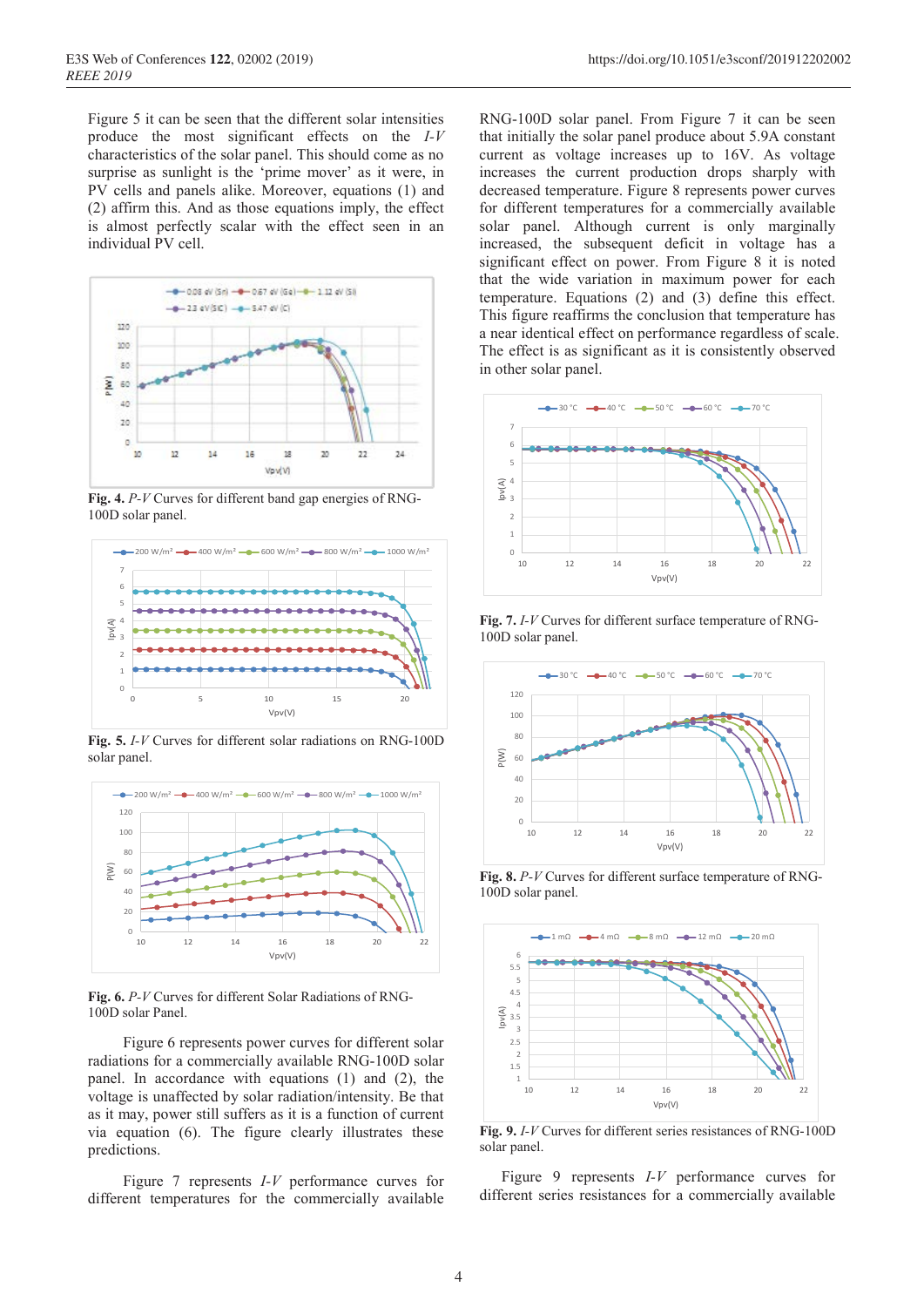Figure 5 it can be seen that the different solar intensities produce the most significant effects on the *I-V* characteristics of the solar panel. This should come as no surprise as sunlight is the 'prime mover' as it were, in PV cells and panels alike. Moreover, equations (1) and (2) affirm this. And as those equations imply, the effect is almost perfectly scalar with the effect seen in an individual PV cell.

**Fig. 4.** *P-V* Curves for different band gap energies of RNG-100D solar panel.

**Fig. 5.** *I-V* Curves for different solar radiations on RNG-100D solar panel.

**Fig. 6.** *P-V* Curves for different Solar Radiations of RNG-100D solar Panel.

Figure 6 represents power curves for different solar radiations for a commercially available RNG-100D solar panel. In accordance with equations (1) and (2), the voltage is unaffected by solar radiation/intensity. Be that as it may, power still suffers as it is a function of current via equation (6). The figure clearly illustrates these predictions.

Figure 7 represents *I-V* performance curves for different temperatures for the commercially available RNG-100D solar panel. From Figure 7 it can be seen that initially the solar panel produce about 5.9A constant current as voltage increases up to 16V. As voltage increases the current production drops sharply with decreased temperature. Figure 8 represents power curves for different temperatures for a commercially available solar panel. Although current is only marginally increased, the subsequent deficit in voltage has a significant effect on power. From Figure 8 it is noted that the wide variation in maximum power for each temperature. Equations (2) and (3) define this effect. This figure reaffirms the conclusion that temperature has a near identical effect on performance regardless of scale. The effect is as significant as it is consistently observed in other solar panel.

**Fig. 7.** *I-V* Curves for different surface temperature of RNG-100D solar panel.

**Fig. 8.** *P-V* Curves for different surface temperature of RNG-100D solar panel.

**Fig. 9.** *I-V* Curves for different series resistances of RNG-100D solar panel.

Figure 9 represents *I-V* performance curves for different series resistances for a commercially available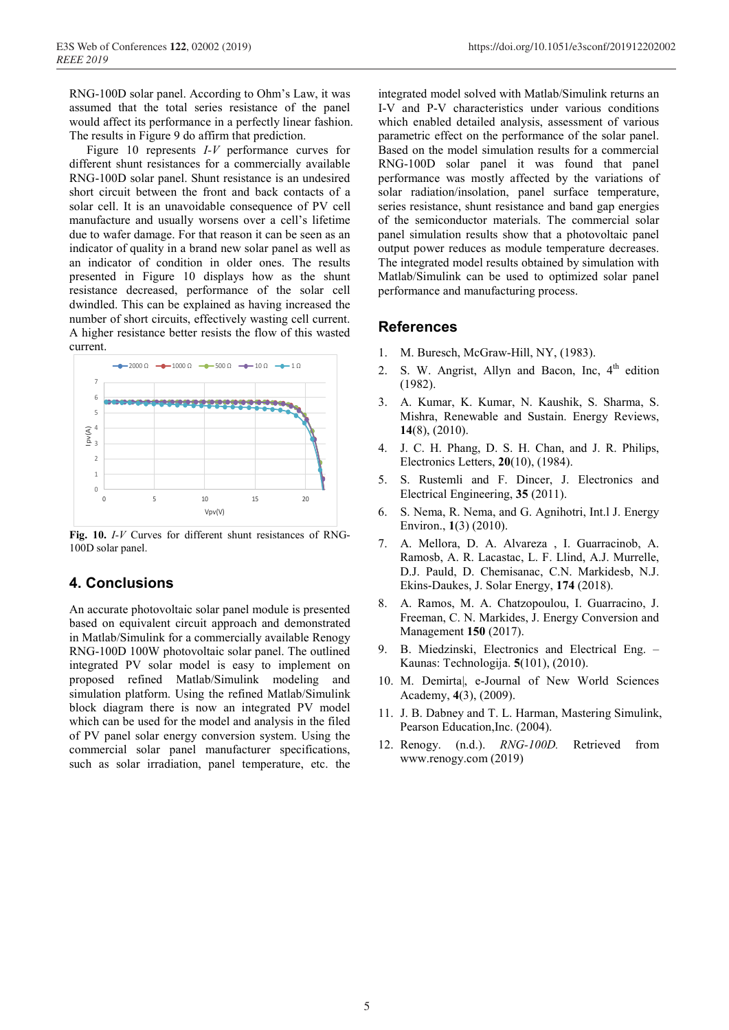RNG-100D solar panel. According to Ohm's Law, it was assumed that the total series resistance of the panel would affect its performance in a perfectly linear fashion. The results in Figure 9 do affirm that prediction.

Figure 10 represents *I-V* performance curves for different shunt resistances for a commercially available RNG-100D solar panel. Shunt resistance is an undesired short circuit between the front and back contacts of a solar cell. It is an unavoidable consequence of PV cell manufacture and usually worsens over a cell's lifetime due to wafer damage. For that reason it can be seen as an indicator of quality in a brand new solar panel as well as an indicator of condition in older ones. The results presented in Figure 10 displays how as the shunt resistance decreased, performance of the solar cell dwindled. This can be explained as having increased the number of short circuits, effectively wasting cell current. A higher resistance better resists the flow of this wasted current.

2000 Ω
1000 Ω
500 Ω
10 Ω
1 Ω

Ipv(A)

Vpv(V)

0
1
2
3
4
5
6
7

0
5
10
15
20

**Fig. 10.** *I-V* Curves for different shunt resistances of RNG-100D solar panel.

## 4. Conclusions

An accurate photovoltaic solar panel module is presented based on equivalent circuit approach and demonstrated in Matlab/Simulink for a commercially available Renogy RNG-100D 100W photovoltaic solar panel. The outlined integrated PV solar model is easy to implement on proposed refined Matlab/Simulink modeling and simulation platform. Using the refined Matlab/Simulink block diagram there is now an integrated PV model which can be used for the model and analysis in the filed of PV panel solar energy conversion system. Using the commercial solar panel manufacturer specifications, such as solar irradiation, panel temperature, etc. the integrated model solved with Matlab/Simulink returns an I-V and P-V characteristics under various conditions which enabled detailed analysis, assessment of various parametric effect on the performance of the solar panel. Based on the model simulation results for a commercial RNG-100D solar panel it was found that panel performance was mostly affected by the variations of solar radiation/insolation, panel surface temperature, series resistance, shunt resistance and band gap energies of the semiconductor materials. The commercial solar panel simulation results show that a photovoltaic panel output power reduces as module temperature decreases. The integrated model results obtained by simulation with Matlab/Simulink can be used to optimized solar panel performance and manufacturing process.

## References

1. M. Buresch, McGraw-Hill, NY, (1983).
2. S. W. Angrist, Allyn and Bacon, Inc, 4th edition (1982).
3. A. Kumar, K. Kumar, N. Kaushik, S. Sharma, S. Mishra, Renewable and Sustain. Energy Reviews, **14**(8), (2010).
4. J. C. H. Phang, D. S. H. Chan, and J. R. Philips, Electronics Letters, **20**(10), (1984).
5. S. Rustemli and F. Dincer, J. Electronics and Electrical Engineering, **35** (2011).
6. S. Nema, R. Nema, and G. Agnihotri, Int.l J. Energy Environ., **1**(3) (2010).
7. A. Mellora, D. A. Alvareza , I. Guarracinob, A. Ramosb, A. R. Lacastac, L. F. Llind, A.J. Murrelle, D.J. Pauld, D. Chemisanac, C.N. Markidesb, N.J. Ekins-Daukes, J. Solar Energy, **174** (2018).
8. A. Ramos, M. A. Chatzopoulou, I. Guarracino, J. Freeman, C. N. Markides, J. Energy Conversion and Management **150** (2017).
9. B. Miedzinski, Electronics and Electrical Eng. – Kaunas: Technologija. **5**(101), (2010).
10. M. Demirta|, e-Journal of New World Sciences Academy, **4**(3), (2009).
11. J. B. Dabney and T. L. Harman, Mastering Simulink, Pearson Education,Inc. (2004).
12. Renogy. (n.d.). *RNG-100D.* Retrieved from www.renogy.com (2019)